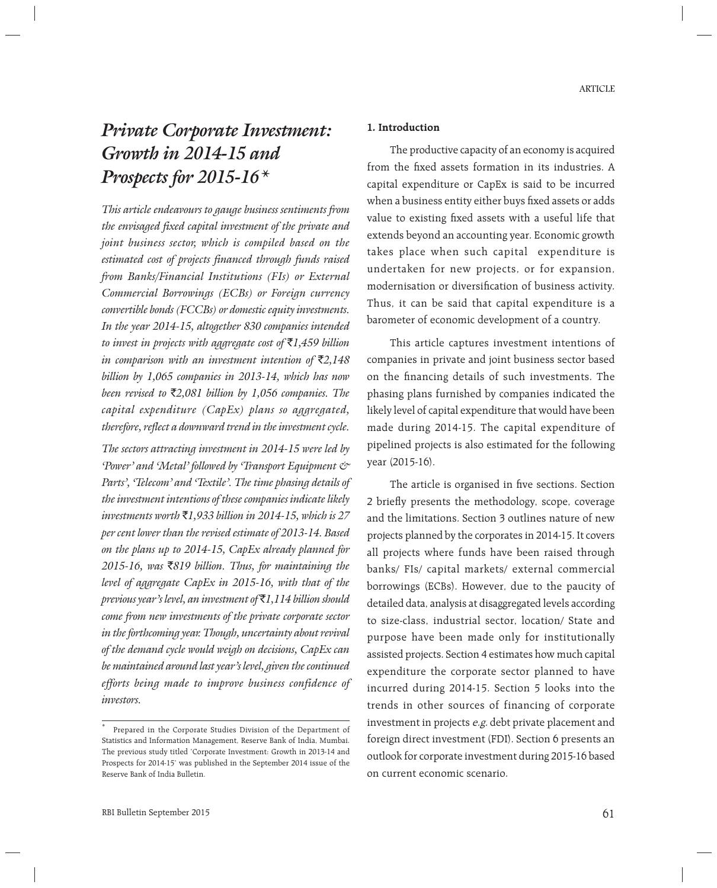# *Private Corporate Investment: Growth in 2014-15 and Prospects for 2015-16\**

*This article endeavours to gauge business sentiments from the envisaged fixed capital investment of the private and joint business sector, which is compiled based on the estimated cost of projects financed through funds raised from Banks/Financial Institutions (FIs) or External Commercial Borrowings (ECBs) or Foreign currency convertible bonds (FCCBs) or domestic equity investments. In the year 2014-15, altogether 830 companies intended to invest in projects with aggregate cost of ₹1,459 billion in comparison with an investment intention of ₹2,148 billion by 1,065 companies in 2013-14, which has now been revised to ₹2,081 billion by 1,056 companies. The capital expenditure (CapEx) plans so aggregated, therefore, reflect a downward trend in the investment cycle.*

*The sectors attracting investment in 2014-15 were led by 'Power' and 'Metal' followed by 'Transport Equipment & Parts', 'Telecom' and 'Textile'. The time phasing details of the investment intentions of these companies indicate likely investments worth ₹1,933 billion in 2014-15, which is 27 per cent lower than the revised estimate of 2013-14. Based on the plans up to 2014-15, CapEx already planned for 2015-16, was ₹819 billion. Thus, for maintaining the level of aggregate CapEx in 2015-16, with that of the previous year's level, an investment of ₹1,114 billion should come from new investments of the private corporate sector in the forthcoming year. Though, uncertainty about revival of the demand cycle would weigh on decisions, CapEx can be maintained around last year's level, given the continued efforts being made to improve business confidence of investors.*

\* Prepared in the Corporate Studies Division of the Department of Statistics and Information Management, Reserve Bank of India, Mumbai. The previous study titled 'Corporate Investment: Growth in 2013-14 and Prospects for 2014-15' was published in the September 2014 issue of the Reserve Bank of India Bulletin.

## 1. Introduction

The productive capacity of an economy is acquired from the fixed assets formation in its industries. A capital expenditure or CapEx is said to be incurred when a business entity either buys fixed assets or adds value to existing fixed assets with a useful life that extends beyond an accounting year. Economic growth takes place when such capital expenditure is undertaken for new projects, or for expansion, modernisation or diversification of business activity. Thus, it can be said that capital expenditure is a barometer of economic development of a country.

This article captures investment intentions of companies in private and joint business sector based on the financing details of such investments. The phasing plans furnished by companies indicated the likely level of capital expenditure that would have been made during 2014-15. The capital expenditure of pipelined projects is also estimated for the following year (2015-16).

The article is organised in five sections. Section 2 briefly presents the methodology, scope, coverage and the limitations. Section 3 outlines nature of new projects planned by the corporates in 2014-15. It covers all projects where funds have been raised through banks/ FIs/ capital markets/ external commercial borrowings (ECBs). However, due to the paucity of detailed data, analysis at disaggregated levels according to size-class, industrial sector, location/ State and purpose have been made only for institutionally assisted projects. Section 4 estimates how much capital expenditure the corporate sector planned to have incurred during 2014-15. Section 5 looks into the trends in other sources of financing of corporate investment in projects *e.g.* debt private placement and foreign direct investment (FDI). Section 6 presents an outlook for corporate investment during 2015-16 based on current economic scenario.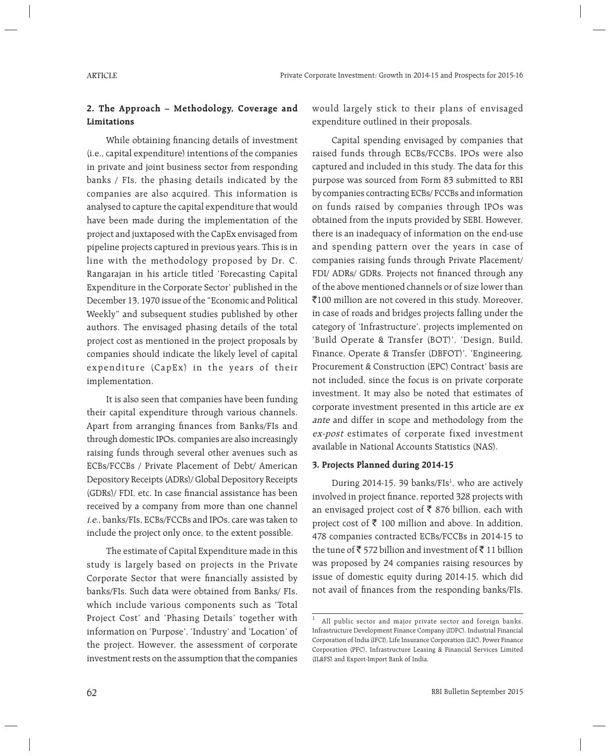## 2. The Approach – Methodology, Coverage and Limitations

While obtaining financing details of investment (i.e., capital expenditure) intentions of the companies in private and joint business sector from responding banks / FIs, the phasing details indicated by the companies are also acquired. This information is analysed to capture the capital expenditure that would have been made during the implementation of the project and juxtaposed with the CapEx envisaged from pipeline projects captured in previous years. This is in line with the methodology proposed by Dr. C. Rangarajan in his article titled 'Forecasting Capital Expenditure in the Corporate Sector' published in the December 13, 1970 issue of the "Economic and Political Weekly" and subsequent studies published by other authors. The envisaged phasing details of the total project cost as mentioned in the project proposals by companies should indicate the likely level of capital expenditure (CapEx) in the years of their implementation.

It is also seen that companies have been funding their capital expenditure through various channels. Apart from arranging finances from Banks/FIs and through domestic IPOs, companies are also increasingly raising funds through several other avenues such as ECBs/FCCBs / Private Placement of Debt/ American Depository Receipts (ADRs)/ Global Depository Receipts (GDRs)/ FDI, etc. In case financial assistance has been received by a company from more than one channel *i.e.,* banks/FIs, ECBs/FCCBs and IPOs, care was taken to include the project only once, to the extent possible.

The estimate of Capital Expenditure made in this study is largely based on projects in the Private Corporate Sector that were financially assisted by banks/FIs. Such data were obtained from Banks/ FIs, which include various components such as 'Total Project Cost' and 'Phasing Details' together with information on 'Purpose', 'Industry' and 'Location' of the project. However, the assessment of corporate investment rests on the assumption that the companies would largely stick to their plans of envisaged expenditure outlined in their proposals.

Capital spending envisaged by companies that raised funds through ECBs/FCCBs, IPOs were also captured and included in this study. The data for this purpose was sourced from Form 83 submitted to RBI by companies contracting ECBs/ FCCBs and information on funds raised by companies through IPOs was obtained from the inputs provided by SEBI. However, there is an inadequacy of information on the end-use and spending pattern over the years in case of companies raising funds through Private Placement/ FDI/ ADRs/ GDRs. Projects not financed through any of the above mentioned channels or of size lower than ₹100 million are not covered in this study. Moreover, in case of roads and bridges projects falling under the category of 'Infrastructure', projects implemented on 'Build Operate & Transfer (BOT)', 'Design, Build, Finance, Operate & Transfer (DBFOT)', 'Engineering, Procurement & Construction (EPC) Contract' basis are not included, since the focus is on private corporate investment. It may also be noted that estimates of corporate investment presented in this article are *ex ante* and differ in scope and methodology from the *ex-post* estimates of corporate fixed investment available in National Accounts Statistics (NAS).

## 3. Projects Planned during 2014-15

During 2014-15, 39 banks/FIs[1], who are actively involved in project finance, reported 328 projects with an envisaged project cost of ₹ 876 billion, each with project cost of ₹ 100 million and above. In addition, 478 companies contracted ECBs/FCCBs in 2014-15 to the tune of ₹ 572 billion and investment of ₹ 11 billion was proposed by 24 companies raising resources by issue of domestic equity during 2014-15, which did not avail of finances from the responding banks/FIs.

---

[1] All public sector and major private sector and foreign banks, Infrastructure Development Finance Company (IDFC), Industrial Financial Corporation of India (IFCI), Life Insurance Corporation (LIC), Power Finance Corporation (PFC), Infrastructure Leasing & Financial Services Limited (IL&FS) and Export-Import Bank of India.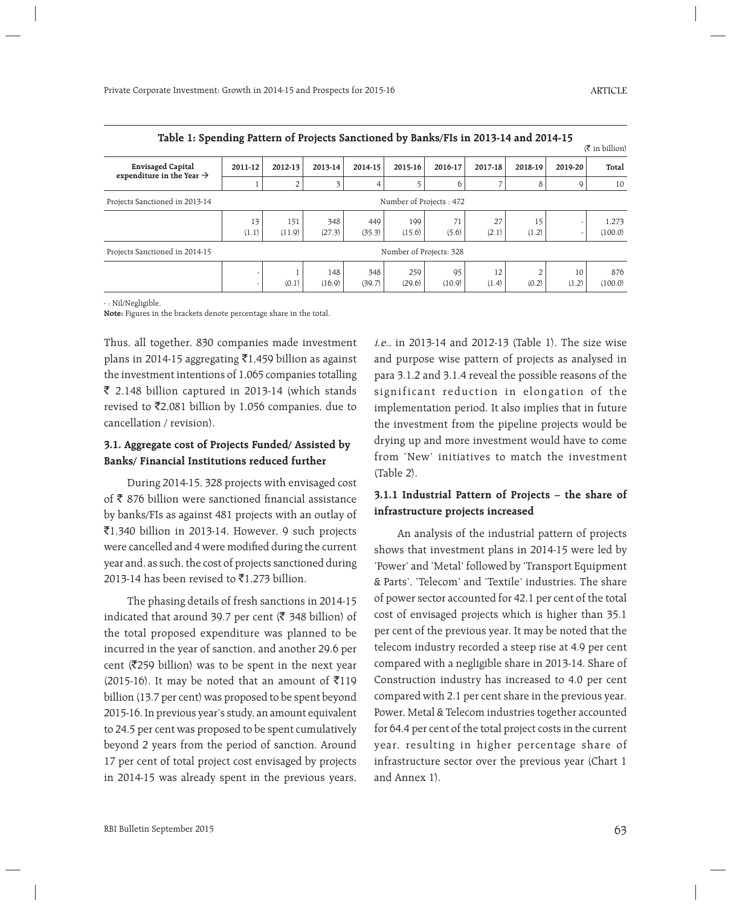**Table 1: Spending Pattern of Projects Sanctioned by Banks/FIs in 2013-14 and 2014-15**

(₹ in billion)

| Envisaged Capital expenditure in the Year → | 2011-12 | 2012-13 | 2013-14 | 2014-15 | 2015-16 | 2016-17 | 2017-18 | 2018-19 | 2019-20 | Total |
|---|---|---|---|---|---|---|---|---|---|---|
| | 1 | 2 | 3 | 4 | 5 | 6 | 7 | 8 | 9 | 10 |
| Projects Sanctioned in 2013-14 | Number of Projects : 472 | | | | | | | | | |
| | 13 (1.1) | 151 (11.9) | 348 (27.3) | 449 (35.3) | 199 (15.6) | 71 (5.6) | 27 (2.1) | 15 (1.2) | - - | 1,273 (100.0) |
| Projects Sanctioned in 2014-15 | Number of Projects: 328 | | | | | | | | | |
| | - - | 1 (0.1) | 148 (16.9) | 348 (39.7) | 259 (29.6) | 95 (10.9) | 12 (1.4) | 2 (0.2) | 10 (1.2) | 876 (100.0) |

- : Nil/Negligible.

**Note:** Figures in the brackets denote percentage share in the total.

Thus, all together, 830 companies made investment plans in 2014-15 aggregating ₹1,459 billion as against the investment intentions of 1,065 companies totalling ₹ 2,148 billion captured in 2013-14 (which stands revised to ₹2,081 billion by 1,056 companies, due to cancellation / revision).

### 3.1. Aggregate cost of Projects Funded/ Assisted by Banks/ Financial Institutions reduced further

During 2014-15, 328 projects with envisaged cost of ₹ 876 billion were sanctioned financial assistance by banks/FIs as against 481 projects with an outlay of ₹1,340 billion in 2013-14. However, 9 such projects were cancelled and 4 were modified during the current year and, as such, the cost of projects sanctioned during 2013-14 has been revised to ₹1,273 billion.

The phasing details of fresh sanctions in 2014-15 indicated that around 39.7 per cent (₹ 348 billion) of the total proposed expenditure was planned to be incurred in the year of sanction, and another 29.6 per cent (₹259 billion) was to be spent in the next year (2015-16). It may be noted that an amount of ₹119 billion (13.7 per cent) was proposed to be spent beyond 2015-16. In previous year's study, an amount equivalent to 24.5 per cent was proposed to be spent cumulatively beyond 2 years from the period of sanction. Around 17 per cent of total project cost envisaged by projects in 2014-15 was already spent in the previous years, *i.e.,* in 2013-14 and 2012-13 (Table 1). The size wise and purpose wise pattern of projects as analysed in para 3.1.2 and 3.1.4 reveal the possible reasons of the significant reduction in elongation of the implementation period. It also implies that in future the investment from the pipeline projects would be drying up and more investment would have to come from 'New' initiatives to match the investment (Table 2).

#### 3.1.1 Industrial Pattern of Projects – the share of infrastructure projects increased

An analysis of the industrial pattern of projects shows that investment plans in 2014-15 were led by 'Power' and 'Metal' followed by 'Transport Equipment & Parts', 'Telecom' and 'Textile' industries. The share of power sector accounted for 42.1 per cent of the total cost of envisaged projects which is higher than 35.1 per cent of the previous year. It may be noted that the telecom industry recorded a steep rise at 4.9 per cent compared with a negligible share in 2013-14. Share of Construction industry has increased to 4.0 per cent compared with 2.1 per cent share in the previous year. Power, Metal & Telecom industries together accounted for 64.4 per cent of the total project costs in the current year, resulting in higher percentage share of infrastructure sector over the previous year (Chart 1 and Annex 1).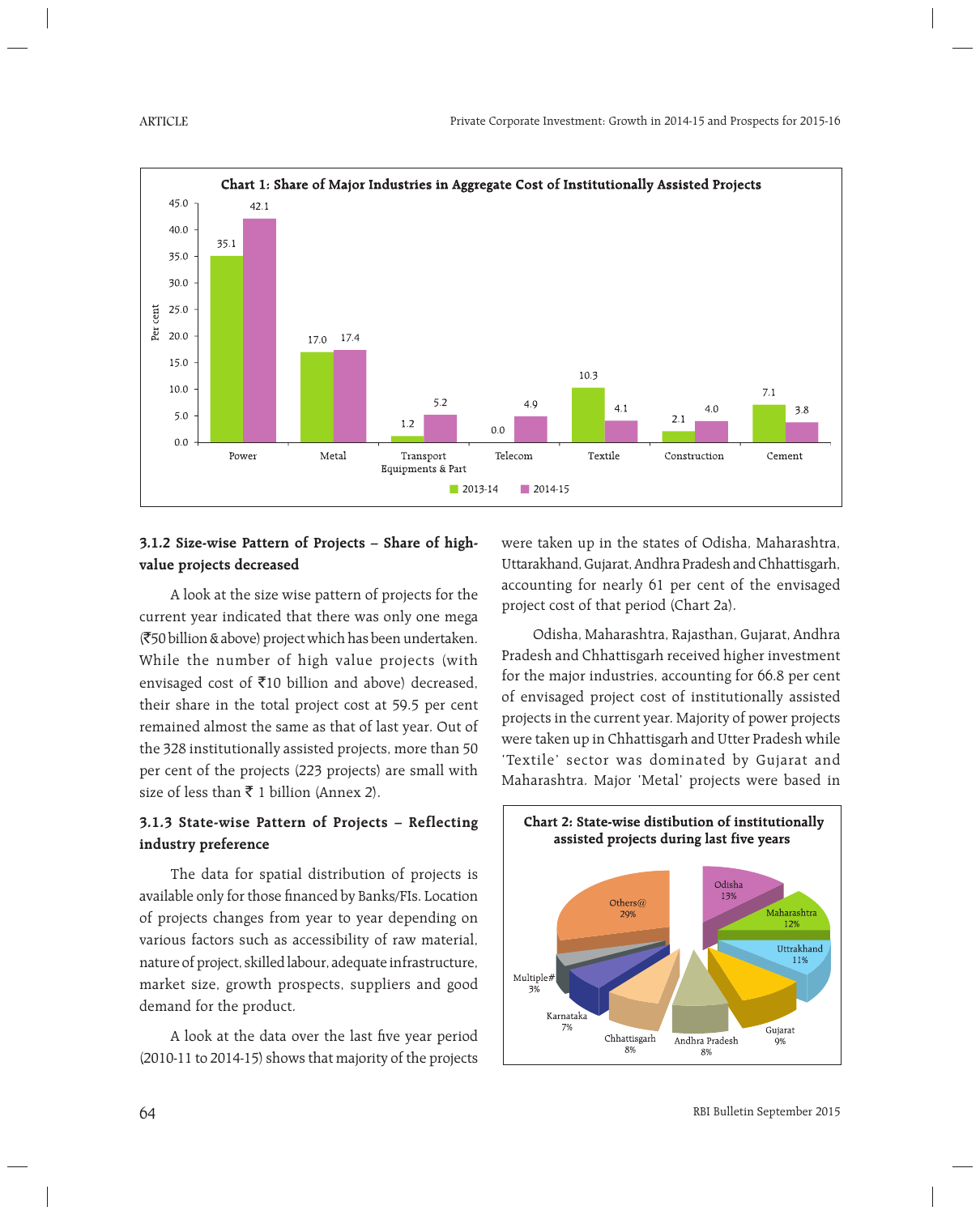**Chart 1: Share of Major Industries in Aggregate Cost of Institutionally Assisted Projects**

| Industry | 2013-14 | 2014-15 |
|---|---|---|
| Power | 35.1 | 42.1 |
| Metal | 17.0 | 17.4 |
| Transport Equipments & Part | 1.2 | 5.2 |
| Telecom | 0.0 | 4.9 |
| Textile | 10.3 | 4.1 |
| Construction | 2.1 | 4.0 |
| Cement | 7.1 | 3.8 |

### 3.1.2 Size-wise Pattern of Projects – Share of high-value projects decreased

A look at the size wise pattern of projects for the current year indicated that there was only one mega (₹50 billion & above) project which has been undertaken. While the number of high value projects (with envisaged cost of ₹10 billion and above) decreased, their share in the total project cost at 59.5 per cent remained almost the same as that of last year. Out of the 328 institutionally assisted projects, more than 50 per cent of the projects (223 projects) are small with size of less than ₹ 1 billion (Annex 2).

### 3.1.3 State-wise Pattern of Projects – Reflecting industry preference

The data for spatial distribution of projects is available only for those financed by Banks/FIs. Location of projects changes from year to year depending on various factors such as accessibility of raw material, nature of project, skilled labour, adequate infrastructure, market size, growth prospects, suppliers and good demand for the product.

A look at the data over the last five year period (2010-11 to 2014-15) shows that majority of the projects were taken up in the states of Odisha, Maharashtra, Uttarakhand, Gujarat, Andhra Pradesh and Chhattisgarh, accounting for nearly 61 per cent of the envisaged project cost of that period (Chart 2a).

Odisha, Maharashtra, Rajasthan, Gujarat, Andhra Pradesh and Chhattisgarh received higher investment for the major industries, accounting for 66.8 per cent of envisaged project cost of institutionally assisted projects in the current year. Majority of power projects were taken up in Chhattisgarh and Utter Pradesh while 'Textile' sector was dominated by Gujarat and Maharashtra. Major 'Metal' projects were based in

**Chart 2: State-wise distibution of institutionally assisted projects during last five years**

| State | Share |
|---|---|
| Odisha | 13% |
| Maharashtra | 12% |
| Uttrakhand | 11% |
| Gujarat | 9% |
| Andhra Pradesh | 8% |
| Chhattisgarh | 8% |
| Karnataka | 7% |
| Multiple# | 3% |
| Others@ | 29% |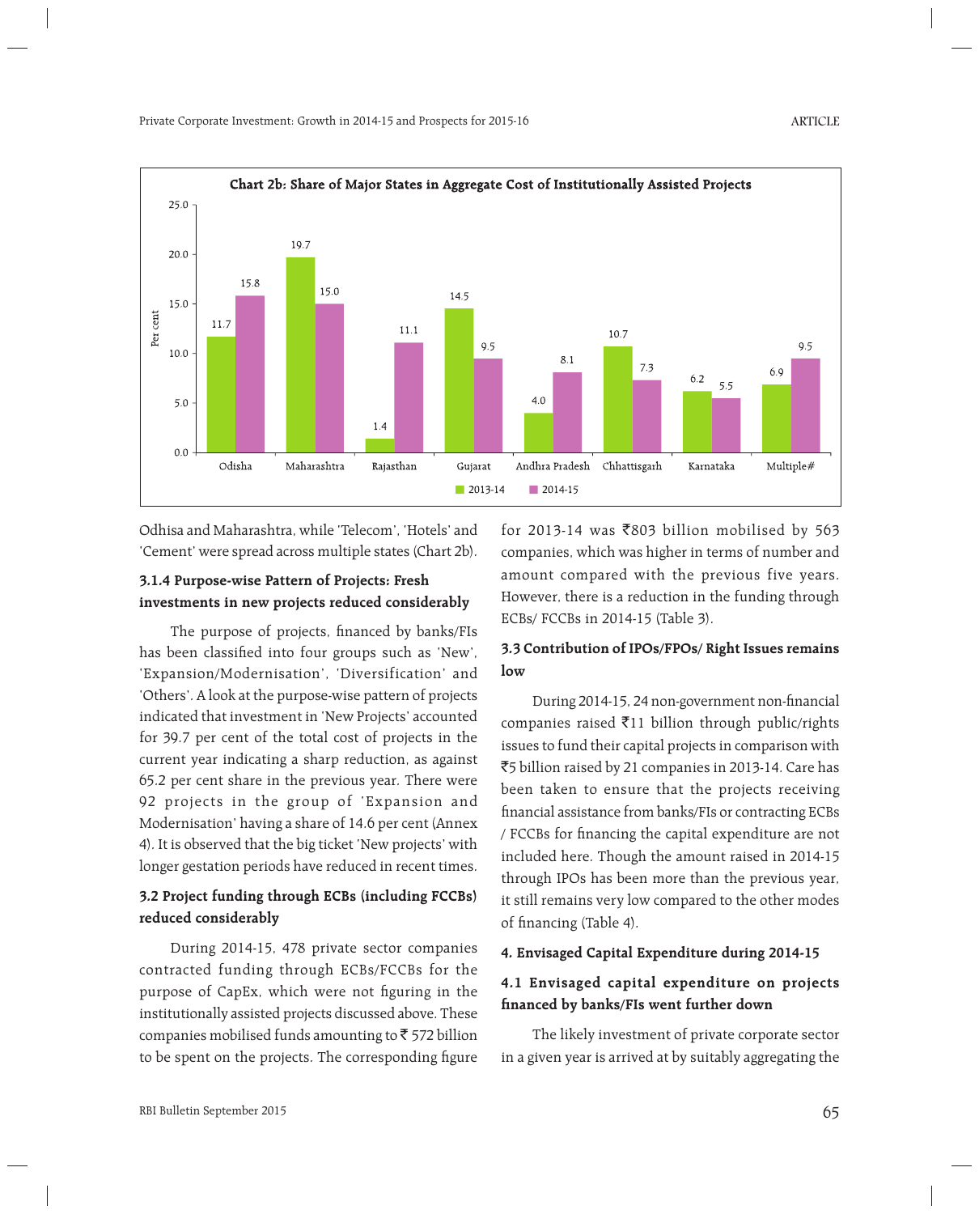**Chart 2b: Share of Major States in Aggregate Cost of Institutionally Assisted Projects**

| State | 2013-14 | 2014-15 |
|---|---|---|
| Odisha | 11.7 | 15.8 |
| Maharashtra | 19.7 | 15.0 |
| Rajasthan | 1.4 | 11.1 |
| Gujarat | 14.5 | 9.5 |
| Andhra Pradesh | 4.0 | 8.1 |
| Chhattisgarh | 10.7 | 7.3 |
| Karnataka | 6.2 | 5.5 |
| Multiple# | 6.9 | 9.5 |

(Per cent)

Odhisa and Maharashtra, while 'Telecom', 'Hotels' and 'Cement' were spread across multiple states (Chart 2b).

#### 3.1.4 Purpose-wise Pattern of Projects: Fresh investments in new projects reduced considerably

The purpose of projects, financed by banks/FIs has been classified into four groups such as 'New', 'Expansion/Modernisation', 'Diversification' and 'Others'. A look at the purpose-wise pattern of projects indicated that investment in 'New Projects' accounted for 39.7 per cent of the total cost of projects in the current year indicating a sharp reduction, as against 65.2 per cent share in the previous year. There were 92 projects in the group of 'Expansion and Modernisation' having a share of 14.6 per cent (Annex 4). It is observed that the big ticket 'New projects' with longer gestation periods have reduced in recent times.

### 3.2 Project funding through ECBs (including FCCBs) reduced considerably

During 2014-15, 478 private sector companies contracted funding through ECBs/FCCBs for the purpose of CapEx, which were not figuring in the institutionally assisted projects discussed above. These companies mobilised funds amounting to ₹ 572 billion to be spent on the projects. The corresponding figure for 2013-14 was ₹803 billion mobilised by 563 companies, which was higher in terms of number and amount compared with the previous five years. However, there is a reduction in the funding through ECBs/ FCCBs in 2014-15 (Table 3).

### 3.3 Contribution of IPOs/FPOs/ Right Issues remains low

During 2014-15, 24 non-government non-financial companies raised ₹11 billion through public/rights issues to fund their capital projects in comparison with ₹5 billion raised by 21 companies in 2013-14. Care has been taken to ensure that the projects receiving financial assistance from banks/FIs or contracting ECBs / FCCBs for financing the capital expenditure are not included here. Though the amount raised in 2014-15 through IPOs has been more than the previous year, it still remains very low compared to the other modes of financing (Table 4).

## 4. Envisaged Capital Expenditure during 2014-15

### 4.1 Envisaged capital expenditure on projects financed by banks/FIs went further down

The likely investment of private corporate sector in a given year is arrived at by suitably aggregating the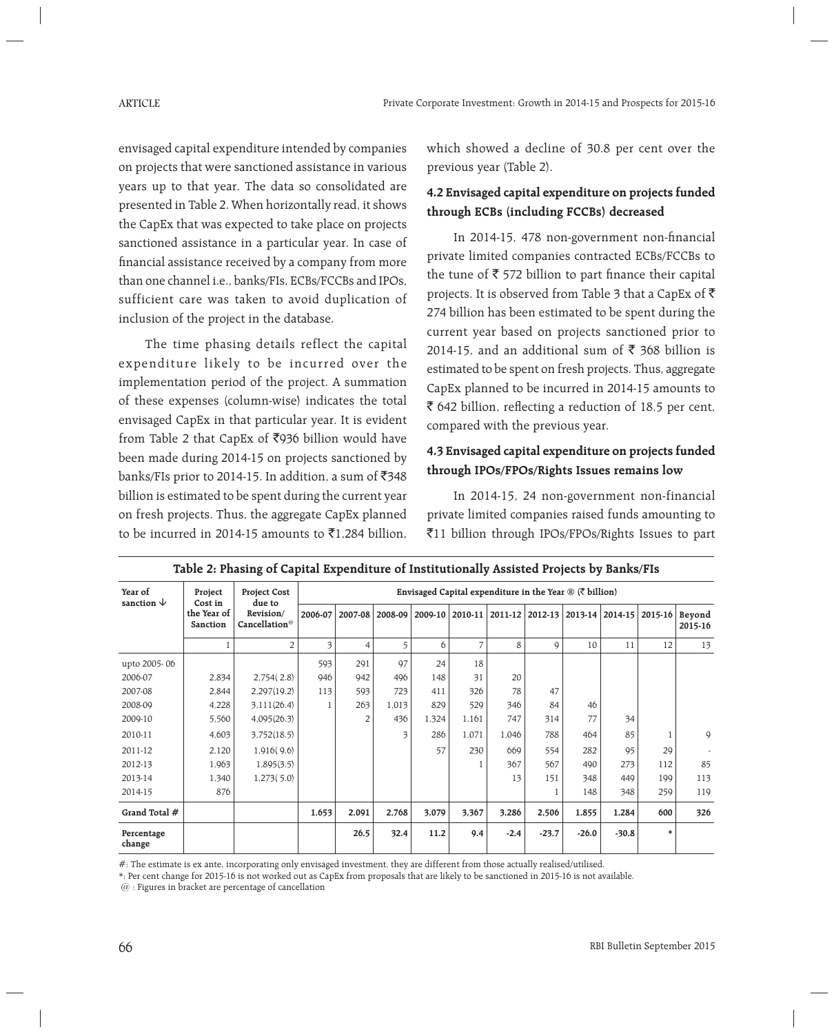envisaged capital expenditure intended by companies on projects that were sanctioned assistance in various years up to that year. The data so consolidated are presented in Table 2. When horizontally read, it shows the CapEx that was expected to take place on projects sanctioned assistance in a particular year. In case of financial assistance received by a company from more than one channel i.e., banks/FIs, ECBs/FCCBs and IPOs, sufficient care was taken to avoid duplication of inclusion of the project in the database.

The time phasing details reflect the capital expenditure likely to be incurred over the implementation period of the project. A summation of these expenses (column-wise) indicates the total envisaged CapEx in that particular year. It is evident from Table 2 that CapEx of ₹936 billion would have been made during 2014-15 on projects sanctioned by banks/FIs prior to 2014-15. In addition, a sum of ₹348 billion is estimated to be spent during the current year on fresh projects. Thus, the aggregate CapEx planned to be incurred in 2014-15 amounts to ₹1,284 billion, which showed a decline of 30.8 per cent over the previous year (Table 2).

### 4.2 Envisaged capital expenditure on projects funded through ECBs (including FCCBs) decreased

In 2014-15, 478 non-government non-financial private limited companies contracted ECBs/FCCBs to the tune of ₹ 572 billion to part finance their capital projects. It is observed from Table 3 that a CapEx of ₹ 274 billion has been estimated to be spent during the current year based on projects sanctioned prior to 2014-15, and an additional sum of ₹ 368 billion is estimated to be spent on fresh projects. Thus, aggregate CapEx planned to be incurred in 2014-15 amounts to ₹ 642 billion, reflecting a reduction of 18.5 per cent, compared with the previous year.

### 4.3 Envisaged capital expenditure on projects funded through IPOs/FPOs/Rights Issues remains low

In 2014-15, 24 non-government non-financial private limited companies raised funds amounting to ₹11 billion through IPOs/FPOs/Rights Issues to part

**Table 2: Phasing of Capital Expenditure of Institutionally Assisted Projects by Banks/FIs**

| Year of sanction ↓ | Project Cost in the Year of Sanction | Project Cost due to Revision/ Cancellation@ | Envisaged Capital expenditure in the Year ® (₹ billion) | | | | | | | | | | |
|---|---|---|---|---|---|---|---|---|---|---|---|---|---|
| | | | 2006-07 | 2007-08 | 2008-09 | 2009-10 | 2010-11 | 2011-12 | 2012-13 | 2013-14 | 2014-15 | 2015-16 | Beyond 2015-16 |
| | 1 | 2 | 3 | 4 | 5 | 6 | 7 | 8 | 9 | 10 | 11 | 12 | 13 |
| upto 2005-06 | | | 593 | 291 | 97 | 24 | 18 | | | | | | |
| 2006-07 | 2,834 | 2,754( 2.8) | 946 | 942 | 496 | 148 | 31 | 20 | | | | | |
| 2007-08 | 2,844 | 2,297(19.2) | 113 | 593 | 723 | 411 | 326 | 78 | 47 | | | | |
| 2008-09 | 4,228 | 3,111(26.4) | 1 | 263 | 1,013 | 829 | 529 | 346 | 84 | 46 | | | |
| 2009-10 | 5,560 | 4,095(26.3) | | 2 | 436 | 1,324 | 1,161 | 747 | 314 | 77 | 34 | | |
| 2010-11 | 4,603 | 3,752(18.5) | | | 3 | 286 | 1,071 | 1,046 | 788 | 464 | 85 | 1 | 9 |
| 2011-12 | 2,120 | 1,916( 9.6) | | | | 57 | 230 | 669 | 554 | 282 | 95 | 29 | - |
| 2012-13 | 1,963 | 1,895(3.5) | | | | | 1 | 367 | 567 | 490 | 273 | 112 | 85 |
| 2013-14 | 1,340 | 1,273( 5.0) | | | | | | 13 | 151 | 348 | 449 | 199 | 113 |
| 2014-15 | 876 | | | | | | | | 1 | 148 | 348 | 259 | 119 |
| **Grand Total #** | | | **1,653** | **2,091** | **2,768** | **3,079** | **3,367** | **3,286** | **2,506** | **1,855** | **1,284** | **600** | **326** |
| **Percentage change** | | | | **26.5** | **32.4** | **11.2** | **9.4** | **-2.4** | **-23.7** | **-26.0** | **-30.8** | ***** | |

#: The estimate is ex ante, incorporating only envisaged investment, they are different from those actually realised/utilised.

*: Per cent change for 2015-16 is not worked out as CapEx from proposals that are likely to be sanctioned in 2015-16 is not available.

@ : Figures in bracket are percentage of cancellation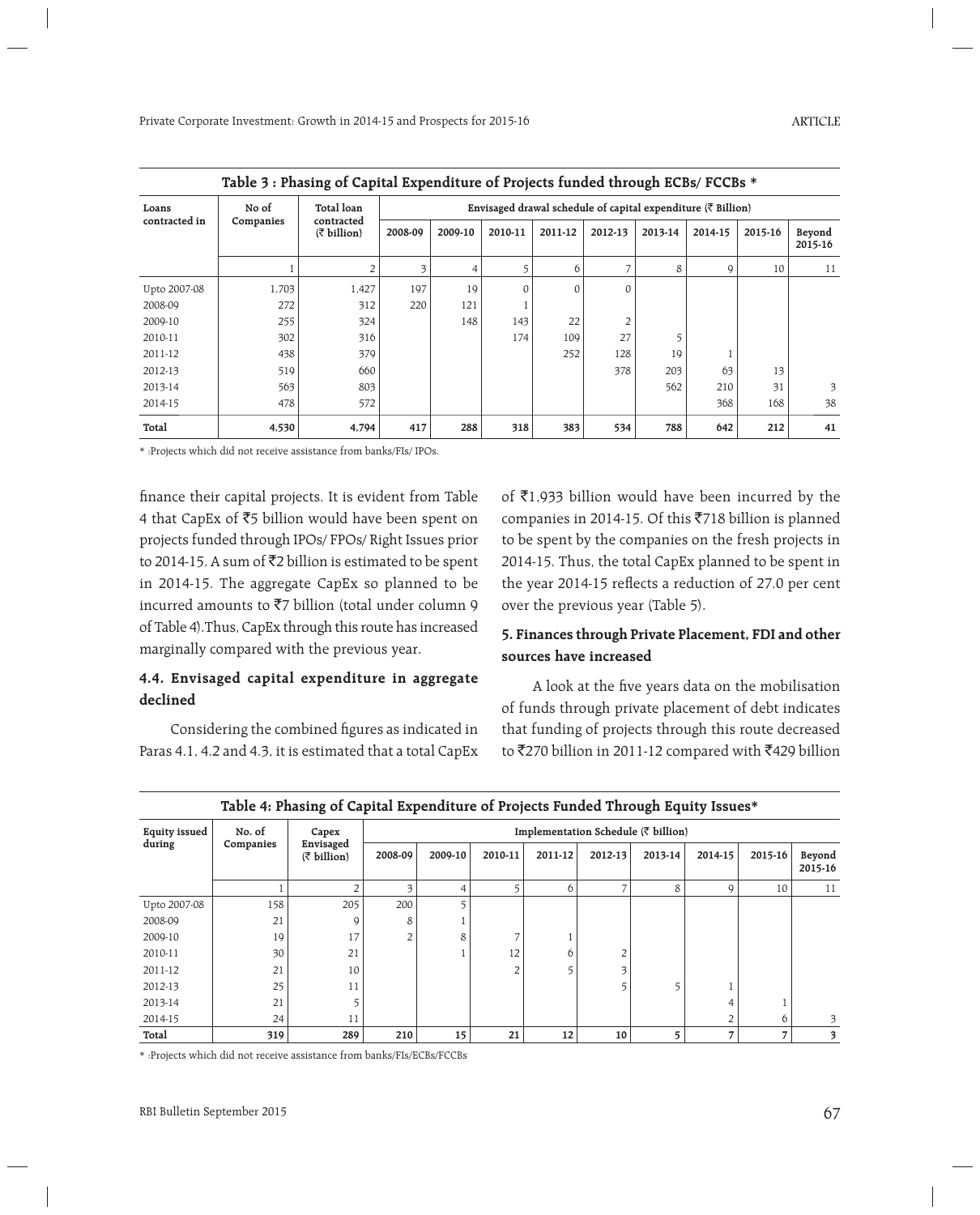**Table 3 : Phasing of Capital Expenditure of Projects funded through ECBs/ FCCBs ***

| Loans contracted in | No of Companies | Total loan contracted (₹ billion) | Envisaged drawal schedule of capital expenditure (₹ Billion) | | | | | | | | |
|---|---|---|---|---|---|---|---|---|---|---|---|
| | | | 2008-09 | 2009-10 | 2010-11 | 2011-12 | 2012-13 | 2013-14 | 2014-15 | 2015-16 | Beyond 2015-16 |
| | 1 | 2 | 3 | 4 | 5 | 6 | 7 | 8 | 9 | 10 | 11 |
| Upto 2007-08 | 1,703 | 1,427 | 197 | 19 | 0 | 0 | 0 | | | | |
| 2008-09 | 272 | 312 | 220 | 121 | 1 | | | | | | |
| 2009-10 | 255 | 324 | | 148 | 143 | 22 | 2 | | | | |
| 2010-11 | 302 | 316 | | | 174 | 109 | 27 | 5 | | | |
| 2011-12 | 438 | 379 | | | | 252 | 128 | 19 | 1 | | |
| 2012-13 | 519 | 660 | | | | | 378 | 203 | 63 | 13 | |
| 2013-14 | 563 | 803 | | | | | | 562 | 210 | 31 | 3 |
| 2014-15 | 478 | 572 | | | | | | | 368 | 168 | 38 |
| **Total** | **4,530** | **4,794** | **417** | **288** | **318** | **383** | **534** | **788** | **642** | **212** | **41** |

* :Projects which did not receive assistance from banks/FIs/ IPOs.

finance their capital projects. It is evident from Table 4 that CapEx of ₹5 billion would have been spent on projects funded through IPOs/ FPOs/ Right Issues prior to 2014-15. A sum of ₹2 billion is estimated to be spent in 2014-15. The aggregate CapEx so planned to be incurred amounts to ₹7 billion (total under column 9 of Table 4).Thus, CapEx through this route has increased marginally compared with the previous year.

### 4.4. Envisaged capital expenditure in aggregate declined

Considering the combined figures as indicated in Paras 4.1, 4.2 and 4.3, it is estimated that a total CapEx of ₹1,933 billion would have been incurred by the companies in 2014-15. Of this ₹718 billion is planned to be spent by the companies on the fresh projects in 2014-15. Thus, the total CapEx planned to be spent in the year 2014-15 reflects a reduction of 27.0 per cent over the previous year (Table 5).

### 5. Finances through Private Placement, FDI and other sources have increased

A look at the five years data on the mobilisation of funds through private placement of debt indicates that funding of projects through this route decreased to ₹270 billion in 2011-12 compared with ₹429 billion

**Table 4: Phasing of Capital Expenditure of Projects Funded Through Equity Issues***

| Equity issued during | No. of Companies | Capex Envisaged (₹ billion) | Implementation Schedule (₹ billion) | | | | | | | | |
|---|---|---|---|---|---|---|---|---|---|---|---|
| | | | 2008-09 | 2009-10 | 2010-11 | 2011-12 | 2012-13 | 2013-14 | 2014-15 | 2015-16 | Beyond 2015-16 |
| | 1 | 2 | 3 | 4 | 5 | 6 | 7 | 8 | 9 | 10 | 11 |
| Upto 2007-08 | 158 | 205 | 200 | 5 | | | | | | | |
| 2008-09 | 21 | 9 | 8 | 1 | | | | | | | |
| 2009-10 | 19 | 17 | 2 | 8 | 7 | 1 | | | | | |
| 2010-11 | 30 | 21 | | 1 | 12 | 6 | 2 | | | | |
| 2011-12 | 21 | 10 | | | 2 | 5 | 3 | | | | |
| 2012-13 | 25 | 11 | | | | | 5 | 5 | 1 | | |
| 2013-14 | 21 | 5 | | | | | | | 4 | 1 | |
| 2014-15 | 24 | 11 | | | | | | | 2 | 6 | 3 |
| **Total** | **319** | **289** | **210** | **15** | **21** | **12** | **10** | **5** | **7** | **7** | **3** |

* :Projects which did not receive assistance from banks/FIs/ECBs/FCCBs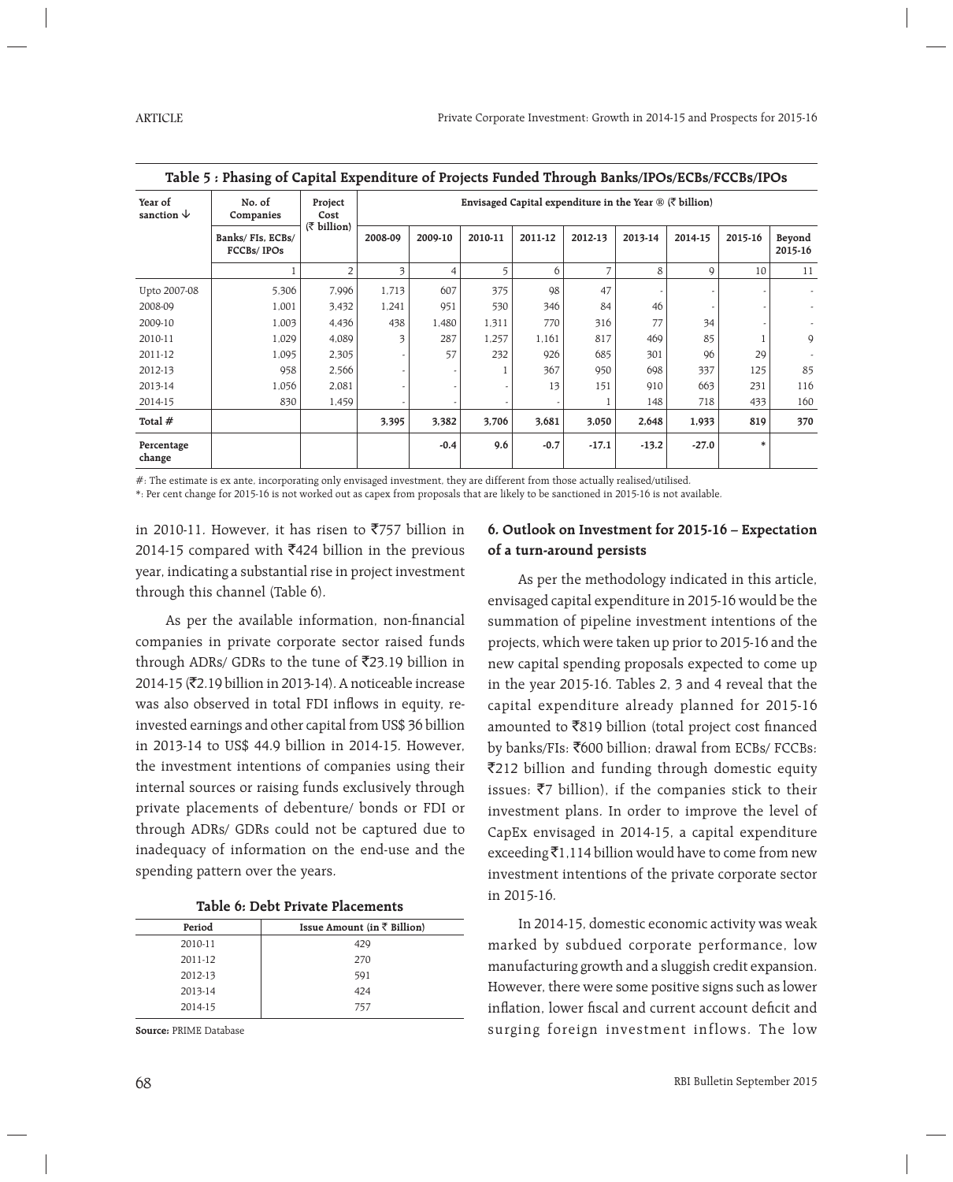**Table 5 : Phasing of Capital Expenditure of Projects Funded Through Banks/IPOs/ECBs/FCCBs/IPOs**

| Year of sanction ↓ | No. of Companies | Project Cost (₹ billion) | Envisaged Capital expenditure in the Year ® (₹ billion) | | | | | | | | |
|---|---|---|---|---|---|---|---|---|---|---|---|
| | Banks/ FIs, ECBs/ FCCBs/ IPOs | | 2008-09 | 2009-10 | 2010-11 | 2011-12 | 2012-13 | 2013-14 | 2014-15 | 2015-16 | Beyond 2015-16 |
| | 1 | 2 | 3 | 4 | 5 | 6 | 7 | 8 | 9 | 10 | 11 |
| Upto 2007-08 | 5,306 | 7,996 | 1,713 | 607 | 375 | 98 | 47 | - | - | - | - |
| 2008-09 | 1,001 | 3,432 | 1,241 | 951 | 530 | 346 | 84 | 46 | - | - | - |
| 2009-10 | 1,003 | 4,436 | 438 | 1,480 | 1,311 | 770 | 316 | 77 | 34 | - | - |
| 2010-11 | 1,029 | 4,089 | 3 | 287 | 1,257 | 1,161 | 817 | 469 | 85 | 1 | 9 |
| 2011-12 | 1,095 | 2,305 | - | 57 | 232 | 926 | 685 | 301 | 96 | 29 | - |
| 2012-13 | 958 | 2,566 | - | - | 1 | 367 | 950 | 698 | 337 | 125 | 85 |
| 2013-14 | 1,056 | 2,081 | - | - | - | 13 | 151 | 910 | 663 | 231 | 116 |
| 2014-15 | 830 | 1,459 | - | - | - | - | 1 | 148 | 718 | 433 | 160 |
| **Total #** | | | **3,395** | **3,382** | **3,706** | **3,681** | **3,050** | **2,648** | **1,933** | **819** | **370** |
| **Percentage change** | | | | **-0.4** | **9.6** | **-0.7** | **-17.1** | **-13.2** | **-27.0** | * | |

#: The estimate is ex ante, incorporating only envisaged investment, they are different from those actually realised/utilised.

*: Per cent change for 2015-16 is not worked out as capex from proposals that are likely to be sanctioned in 2015-16 is not available.

in 2010-11. However, it has risen to ₹757 billion in 2014-15 compared with ₹424 billion in the previous year, indicating a substantial rise in project investment through this channel (Table 6).

As per the available information, non-financial companies in private corporate sector raised funds through ADRs/ GDRs to the tune of ₹23.19 billion in 2014-15 (₹2.19 billion in 2013-14). A noticeable increase was also observed in total FDI inflows in equity, re-invested earnings and other capital from US$ 36 billion in 2013-14 to US$ 44.9 billion in 2014-15. However, the investment intentions of companies using their internal sources or raising funds exclusively through private placements of debenture/ bonds or FDI or through ADRs/ GDRs could not be captured due to inadequacy of information on the end-use and the spending pattern over the years.

**Table 6: Debt Private Placements**

| Period | Issue Amount (in ₹ Billion) |
|---|---|
| 2010-11 | 429 |
| 2011-12 | 270 |
| 2012-13 | 591 |
| 2013-14 | 424 |
| 2014-15 | 757 |

**Source:** PRIME Database

## 6. Outlook on Investment for 2015-16 – Expectation of a turn-around persists

As per the methodology indicated in this article, envisaged capital expenditure in 2015-16 would be the summation of pipeline investment intentions of the projects, which were taken up prior to 2015-16 and the new capital spending proposals expected to come up in the year 2015-16. Tables 2, 3 and 4 reveal that the capital expenditure already planned for 2015-16 amounted to ₹819 billion (total project cost financed by banks/FIs: ₹600 billion; drawal from ECBs/ FCCBs: ₹212 billion and funding through domestic equity issues: ₹7 billion), if the companies stick to their investment plans. In order to improve the level of CapEx envisaged in 2014-15, a capital expenditure exceeding ₹1,114 billion would have to come from new investment intentions of the private corporate sector in 2015-16.

In 2014-15, domestic economic activity was weak marked by subdued corporate performance, low manufacturing growth and a sluggish credit expansion. However, there were some positive signs such as lower inflation, lower fiscal and current account deficit and surging foreign investment inflows. The low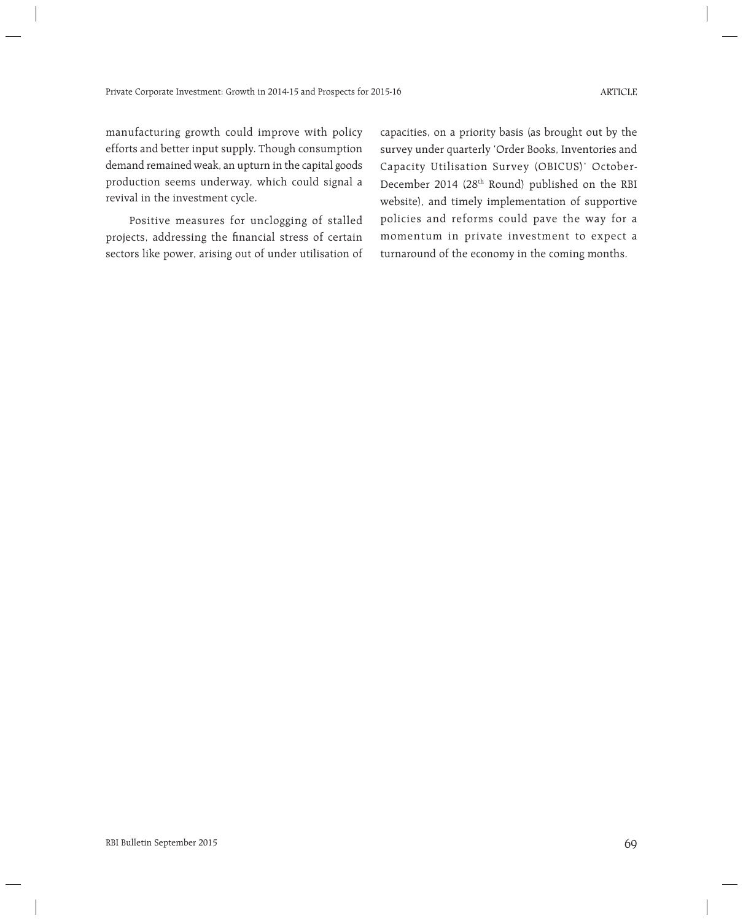manufacturing growth could improve with policy efforts and better input supply. Though consumption demand remained weak, an upturn in the capital goods production seems underway, which could signal a revival in the investment cycle.

Positive measures for unclogging of stalled projects, addressing the financial stress of certain sectors like power, arising out of under utilisation of capacities, on a priority basis (as brought out by the survey under quarterly 'Order Books, Inventories and Capacity Utilisation Survey (OBICUS)' October-December 2014 (28th Round) published on the RBI website), and timely implementation of supportive policies and reforms could pave the way for a momentum in private investment to expect a turnaround of the economy in the coming months.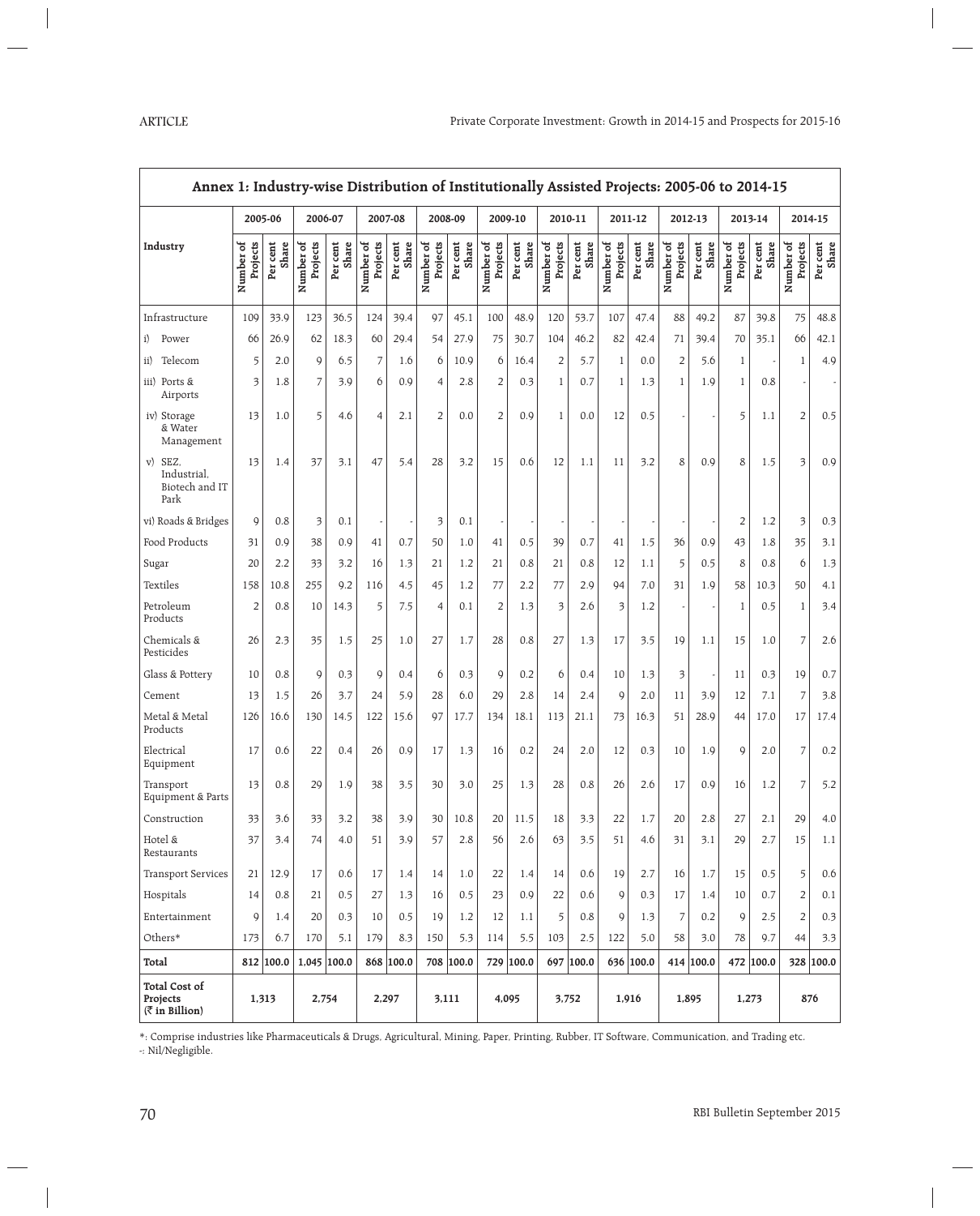**Annex 1: Industry-wise Distribution of Institutionally Assisted Projects: 2005-06 to 2014-15**

| Industry | 2005-06 | | 2006-07 | | 2007-08 | | 2008-09 | | 2009-10 | | 2010-11 | | 2011-12 | | 2012-13 | | 2013-14 | | 2014-15 | |
|---|---|---|---|---|---|---|---|---|---|---|---|---|---|---|---|---|---|---|---|---|
| | Number of Projects | Per cent Share | Number of Projects | Per cent Share | Number of Projects | Per cent Share | Number of Projects | Per cent Share | Number of Projects | Per cent Share | Number of Projects | Per cent Share | Number of Projects | Per cent Share | Number of Projects | Per cent Share | Number of Projects | Per cent Share | Number of Projects | Per cent Share |
| Infrastructure | 109 | 33.9 | 123 | 36.5 | 124 | 39.4 | 97 | 45.1 | 100 | 48.9 | 120 | 53.7 | 107 | 47.4 | 88 | 49.2 | 87 | 39.8 | 75 | 48.8 |
| i) Power | 66 | 26.9 | 62 | 18.3 | 60 | 29.4 | 54 | 27.9 | 75 | 30.7 | 104 | 46.2 | 82 | 42.4 | 71 | 39.4 | 70 | 35.1 | 66 | 42.1 |
| ii) Telecom | 5 | 2.0 | 9 | 6.5 | 7 | 1.6 | 6 | 10.9 | 6 | 16.4 | 2 | 5.7 | 1 | 0.0 | 2 | 5.6 | 1 | - | 1 | 4.9 |
| iii) Ports & Airports | 3 | 1.8 | 7 | 3.9 | 6 | 0.9 | 4 | 2.8 | 2 | 0.3 | 1 | 0.7 | 1 | 1.3 | 1 | 1.9 | 1 | 0.8 | - | - |
| iv) Storage & Water Management | 13 | 1.0 | 5 | 4.6 | 4 | 2.1 | 2 | 0.0 | 2 | 0.9 | 1 | 0.0 | 12 | 0.5 | - | - | 5 | 1.1 | 2 | 0.5 |
| v) SEZ, Industrial, Biotech and IT Park | 13 | 1.4 | 37 | 3.1 | 47 | 5.4 | 28 | 3.2 | 15 | 0.6 | 12 | 1.1 | 11 | 3.2 | 8 | 0.9 | 8 | 1.5 | 3 | 0.9 |
| vi) Roads & Bridges | 9 | 0.8 | 3 | 0.1 | - | - | 3 | 0.1 | - | - | - | - | - | - | - | - | 2 | 1.2 | 3 | 0.3 |
| Food Products | 31 | 0.9 | 38 | 0.9 | 41 | 0.7 | 50 | 1.0 | 41 | 0.5 | 39 | 0.7 | 41 | 1.5 | 36 | 0.9 | 43 | 1.8 | 35 | 3.1 |
| Sugar | 20 | 2.2 | 33 | 3.2 | 16 | 1.3 | 21 | 1.2 | 21 | 0.8 | 21 | 0.8 | 12 | 1.1 | 5 | 0.5 | 8 | 0.8 | 6 | 1.3 |
| Textiles | 158 | 10.8 | 255 | 9.2 | 116 | 4.5 | 45 | 1.2 | 77 | 2.2 | 77 | 2.9 | 94 | 7.0 | 31 | 1.9 | 58 | 10.3 | 50 | 4.1 |
| Petroleum Products | 2 | 0.8 | 10 | 14.3 | 5 | 7.5 | 4 | 0.1 | 2 | 1.3 | 3 | 2.6 | 3 | 1.2 | - | - | 1 | 0.5 | 1 | 3.4 |
| Chemicals & Pesticides | 26 | 2.3 | 35 | 1.5 | 25 | 1.0 | 27 | 1.7 | 28 | 0.8 | 27 | 1.3 | 17 | 3.5 | 19 | 1.1 | 15 | 1.0 | 7 | 2.6 |
| Glass & Pottery | 10 | 0.8 | 9 | 0.3 | 9 | 0.4 | 6 | 0.3 | 9 | 0.2 | 6 | 0.4 | 10 | 1.3 | 3 | - | 11 | 0.3 | 19 | 0.7 |
| Cement | 13 | 1.5 | 26 | 3.7 | 24 | 5.9 | 28 | 6.0 | 29 | 2.8 | 14 | 2.4 | 9 | 2.0 | 11 | 3.9 | 12 | 7.1 | 7 | 3.8 |
| Metal & Metal Products | 126 | 16.6 | 130 | 14.5 | 122 | 15.6 | 97 | 17.7 | 134 | 18.1 | 113 | 21.1 | 73 | 16.3 | 51 | 28.9 | 44 | 17.0 | 17 | 17.4 |
| Electrical Equipment | 17 | 0.6 | 22 | 0.4 | 26 | 0.9 | 17 | 1.3 | 16 | 0.2 | 24 | 2.0 | 12 | 0.3 | 10 | 1.9 | 9 | 2.0 | 7 | 0.2 |
| Transport Equipment & Parts | 13 | 0.8 | 29 | 1.9 | 38 | 3.5 | 30 | 3.0 | 25 | 1.3 | 28 | 0.8 | 26 | 2.6 | 17 | 0.9 | 16 | 1.2 | 7 | 5.2 |
| Construction | 33 | 3.6 | 33 | 3.2 | 38 | 3.9 | 30 | 10.8 | 20 | 11.5 | 18 | 3.3 | 22 | 1.7 | 20 | 2.8 | 27 | 2.1 | 29 | 4.0 |
| Hotel & Restaurants | 37 | 3.4 | 74 | 4.0 | 51 | 3.9 | 57 | 2.8 | 56 | 2.6 | 63 | 3.5 | 51 | 4.6 | 31 | 3.1 | 29 | 2.7 | 15 | 1.1 |
| Transport Services | 21 | 12.9 | 17 | 0.6 | 17 | 1.4 | 14 | 1.0 | 22 | 1.4 | 14 | 0.6 | 19 | 2.7 | 16 | 1.7 | 15 | 0.5 | 5 | 0.6 |
| Hospitals | 14 | 0.8 | 21 | 0.5 | 27 | 1.3 | 16 | 0.5 | 23 | 0.9 | 22 | 0.6 | 9 | 0.3 | 17 | 1.4 | 10 | 0.7 | 2 | 0.1 |
| Entertainment | 9 | 1.4 | 20 | 0.3 | 10 | 0.5 | 19 | 1.2 | 12 | 1.1 | 5 | 0.8 | 9 | 1.3 | 7 | 0.2 | 9 | 2.5 | 2 | 0.3 |
| Others* | 173 | 6.7 | 170 | 5.1 | 179 | 8.3 | 150 | 5.3 | 114 | 5.5 | 103 | 2.5 | 122 | 5.0 | 58 | 3.0 | 78 | 9.7 | 44 | 3.3 |
| **Total** | **812** | **100.0** | **1,045** | **100.0** | **868** | **100.0** | **708** | **100.0** | **729** | **100.0** | **697** | **100.0** | **636** | **100.0** | **414** | **100.0** | **472** | **100.0** | **328** | **100.0** |
| **Total Cost of Projects (₹ in Billion)** | **1,313** | | **2,754** | | **2,297** | | **3,111** | | **4,095** | | **3,752** | | **1,916** | | **1,895** | | **1,273** | | **876** | |

*: Comprise industries like Pharmaceuticals & Drugs, Agricultural, Mining, Paper, Printing, Rubber, IT Software, Communication, and Trading etc.
-: Nil/Negligible.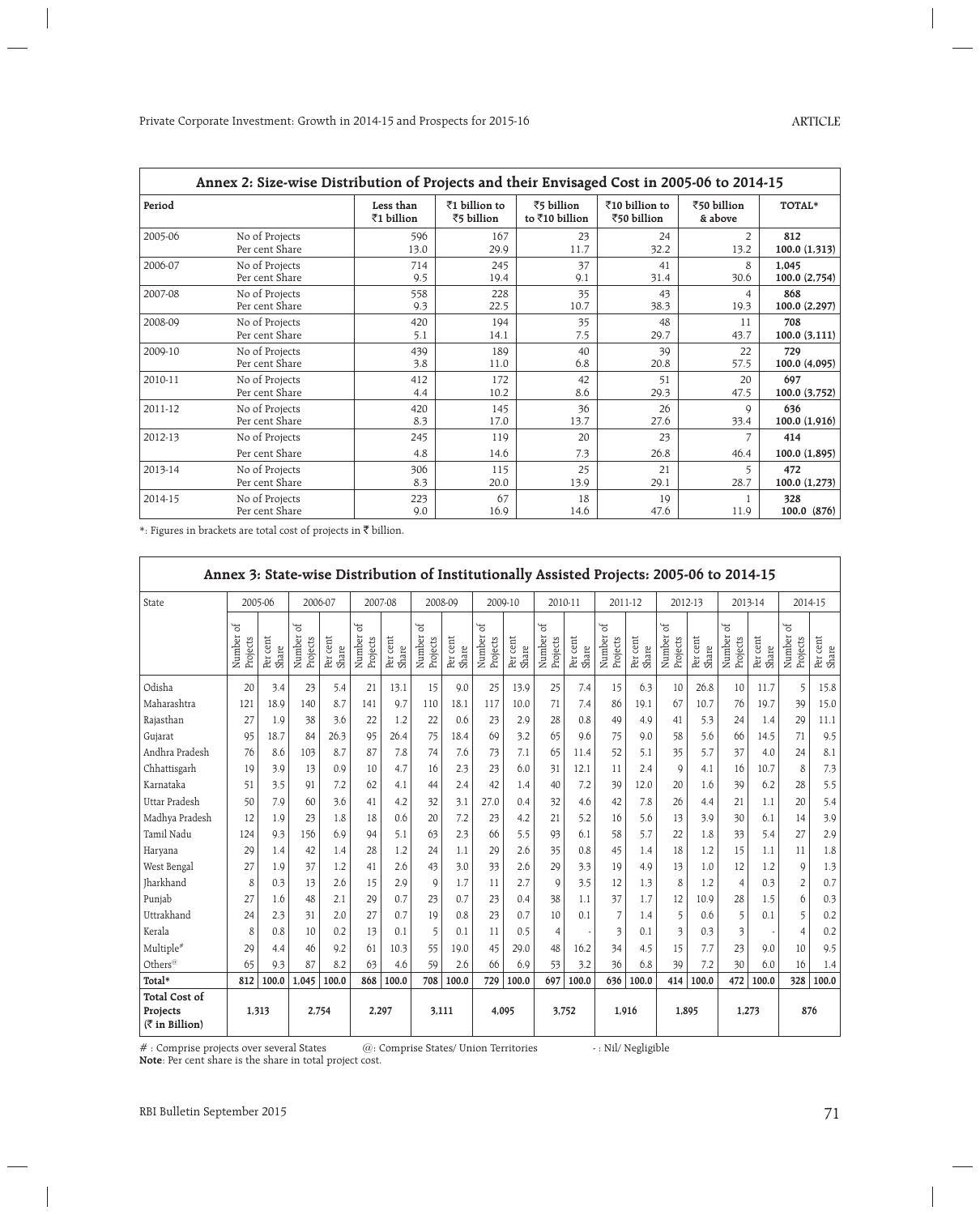## Annex 2: Size-wise Distribution of Projects and their Envisaged Cost in 2005-06 to 2014-15

| Period | | Less than ₹1 billion | ₹1 billion to ₹5 billion | ₹5 billion to ₹10 billion | ₹10 billion to ₹50 billion | ₹50 billion & above | TOTAL* |
|---|---|---|---|---|---|---|---|
| 2005-06 | No of Projects | 596 | 167 | 23 | 24 | 2 | **812** |
| | Per cent Share | 13.0 | 29.9 | 11.7 | 32.2 | 13.2 | **100.0 (1,313)** |
| 2006-07 | No of Projects | 714 | 245 | 37 | 41 | 8 | **1,045** |
| | Per cent Share | 9.5 | 19.4 | 9.1 | 31.4 | 30.6 | **100.0 (2,754)** |
| 2007-08 | No of Projects | 558 | 228 | 35 | 43 | 4 | **868** |
| | Per cent Share | 9.3 | 22.5 | 10.7 | 38.3 | 19.3 | **100.0 (2,297)** |
| 2008-09 | No of Projects | 420 | 194 | 35 | 48 | 11 | **708** |
| | Per cent Share | 5.1 | 14.1 | 7.5 | 29.7 | 43.7 | **100.0 (3,111)** |
| 2009-10 | No of Projects | 439 | 189 | 40 | 39 | 22 | **729** |
| | Per cent Share | 3.8 | 11.0 | 6.8 | 20.8 | 57.5 | **100.0 (4,095)** |
| 2010-11 | No of Projects | 412 | 172 | 42 | 51 | 20 | **697** |
| | Per cent Share | 4.4 | 10.2 | 8.6 | 29.3 | 47.5 | **100.0 (3,752)** |
| 2011-12 | No of Projects | 420 | 145 | 36 | 26 | 9 | **636** |
| | Per cent Share | 8.3 | 17.0 | 13.7 | 27.6 | 33.4 | **100.0 (1,916)** |
| 2012-13 | No of Projects | 245 | 119 | 20 | 23 | 7 | **414** |
| | Per cent Share | 4.8 | 14.6 | 7.3 | 26.8 | 46.4 | **100.0 (1,895)** |
| 2013-14 | No of Projects | 306 | 115 | 25 | 21 | 5 | **472** |
| | Per cent Share | 8.3 | 20.0 | 13.9 | 29.1 | 28.7 | **100.0 (1,273)** |
| 2014-15 | No of Projects | 223 | 67 | 18 | 19 | 1 | **328** |
| | Per cent Share | 9.0 | 16.9 | 14.6 | 47.6 | 11.9 | **100.0 (876)** |

*: Figures in brackets are total cost of projects in ₹ billion.

## Annex 3: State-wise Distribution of Institutionally Assisted Projects: 2005-06 to 2014-15

| State | 2005-06 | | 2006-07 | | 2007-08 | | 2008-09 | | 2009-10 | | 2010-11 | | 2011-12 | | 2012-13 | | 2013-14 | | 2014-15 | |
|---|---|---|---|---|---|---|---|---|---|---|---|---|---|---|---|---|---|---|---|---|
| | Number of Projects | Per cent Share | Number of Projects | Per cent Share | Number of Projects | Per cent Share | Number of Projects | Per cent Share | Number of Projects | Per cent Share | Number of Projects | Per cent Share | Number of Projects | Per cent Share | Number of Projects | Per cent Share | Number of Projects | Per cent Share | Number of Projects | Per cent Share |
| Odisha | 20 | 3.4 | 23 | 5.4 | 21 | 13.1 | 15 | 9.0 | 25 | 13.9 | 25 | 7.4 | 15 | 6.3 | 10 | 26.8 | 10 | 11.7 | 5 | 15.8 |
| Maharashtra | 121 | 18.9 | 140 | 8.7 | 141 | 9.7 | 110 | 18.1 | 117 | 10.0 | 71 | 7.4 | 86 | 19.1 | 67 | 10.7 | 76 | 19.7 | 39 | 15.0 |
| Rajasthan | 27 | 1.9 | 38 | 3.6 | 22 | 1.2 | 22 | 0.6 | 23 | 2.9 | 28 | 0.8 | 49 | 4.9 | 41 | 5.3 | 24 | 1.4 | 29 | 11.1 |
| Gujarat | 95 | 18.7 | 84 | 26.3 | 95 | 26.4 | 75 | 18.4 | 69 | 3.2 | 65 | 9.6 | 75 | 9.0 | 58 | 5.6 | 66 | 14.5 | 71 | 9.5 |
| Andhra Pradesh | 76 | 8.6 | 103 | 8.7 | 87 | 7.8 | 74 | 7.6 | 73 | 7.1 | 65 | 11.4 | 52 | 5.1 | 35 | 5.7 | 37 | 4.0 | 24 | 8.1 |
| Chhattisgarh | 19 | 3.9 | 13 | 0.9 | 10 | 4.7 | 16 | 2.3 | 23 | 6.0 | 31 | 12.1 | 11 | 2.4 | 9 | 4.1 | 16 | 10.7 | 8 | 7.3 |
| Karnataka | 51 | 3.5 | 91 | 7.2 | 62 | 4.1 | 44 | 2.4 | 42 | 1.4 | 40 | 7.2 | 39 | 12.0 | 20 | 1.6 | 39 | 6.2 | 28 | 5.5 |
| Uttar Pradesh | 50 | 7.9 | 60 | 3.6 | 41 | 4.2 | 32 | 3.1 | 27.0 | 0.4 | 32 | 4.6 | 42 | 7.8 | 26 | 4.4 | 21 | 1.1 | 20 | 5.4 |
| Madhya Pradesh | 12 | 1.9 | 23 | 1.8 | 18 | 0.6 | 20 | 7.2 | 23 | 4.2 | 21 | 5.2 | 16 | 5.6 | 13 | 3.9 | 30 | 6.1 | 14 | 3.9 |
| Tamil Nadu | 124 | 9.3 | 156 | 6.9 | 94 | 5.1 | 63 | 2.3 | 66 | 5.5 | 93 | 6.1 | 58 | 5.7 | 22 | 1.8 | 33 | 5.4 | 27 | 2.9 |
| Haryana | 29 | 1.4 | 42 | 1.4 | 28 | 1.2 | 24 | 1.1 | 29 | 2.6 | 35 | 0.8 | 45 | 1.4 | 18 | 1.2 | 15 | 1.1 | 11 | 1.8 |
| West Bengal | 27 | 1.9 | 37 | 1.2 | 41 | 2.6 | 43 | 3.0 | 33 | 2.6 | 29 | 3.3 | 19 | 4.9 | 13 | 1.0 | 12 | 1.2 | 9 | 1.3 |
| Jharkhand | 8 | 0.3 | 13 | 2.6 | 15 | 2.9 | 9 | 1.7 | 11 | 2.7 | 9 | 3.5 | 12 | 1.3 | 8 | 1.2 | 4 | 0.3 | 2 | 0.7 |
| Punjab | 27 | 1.6 | 48 | 2.1 | 29 | 0.7 | 23 | 0.7 | 23 | 0.4 | 38 | 1.1 | 37 | 1.7 | 12 | 10.9 | 28 | 1.5 | 6 | 0.3 |
| Uttrakhand | 24 | 2.3 | 31 | 2.0 | 27 | 0.7 | 19 | 0.8 | 23 | 0.7 | 10 | 0.1 | 7 | 1.4 | 5 | 0.6 | 5 | 0.1 | 5 | 0.2 |
| Kerala | 8 | 0.8 | 10 | 0.2 | 13 | 0.1 | 5 | 0.1 | 11 | 0.5 | 4 | - | 3 | 0.1 | 3 | 0.3 | 3 | - | 4 | 0.2 |
| Multiple# | 29 | 4.4 | 46 | 9.2 | 61 | 10.3 | 55 | 19.0 | 45 | 29.0 | 48 | 16.2 | 34 | 4.5 | 15 | 7.7 | 23 | 9.0 | 10 | 9.5 |
| Others@ | 65 | 9.3 | 87 | 8.2 | 63 | 4.6 | 59 | 2.6 | 66 | 6.9 | 53 | 3.2 | 36 | 6.8 | 39 | 7.2 | 30 | 6.0 | 16 | 1.4 |
| **Total*** | **812** | **100.0** | **1,045** | **100.0** | **868** | **100.0** | **708** | **100.0** | **729** | **100.0** | **697** | **100.0** | **636** | **100.0** | **414** | **100.0** | **472** | **100.0** | **328** | **100.0** |
| **Total Cost of Projects (₹ in Billion)** | **1,313** | | **2,754** | | **2,297** | | **3,111** | | **4,095** | | **3,752** | | **1,916** | | **1,895** | | **1,273** | | **876** | |

# : Comprise projects over several States  @: Comprise States/ Union Territories  - : Nil/ Negligible

**Note**: Per cent share is the share in total project cost.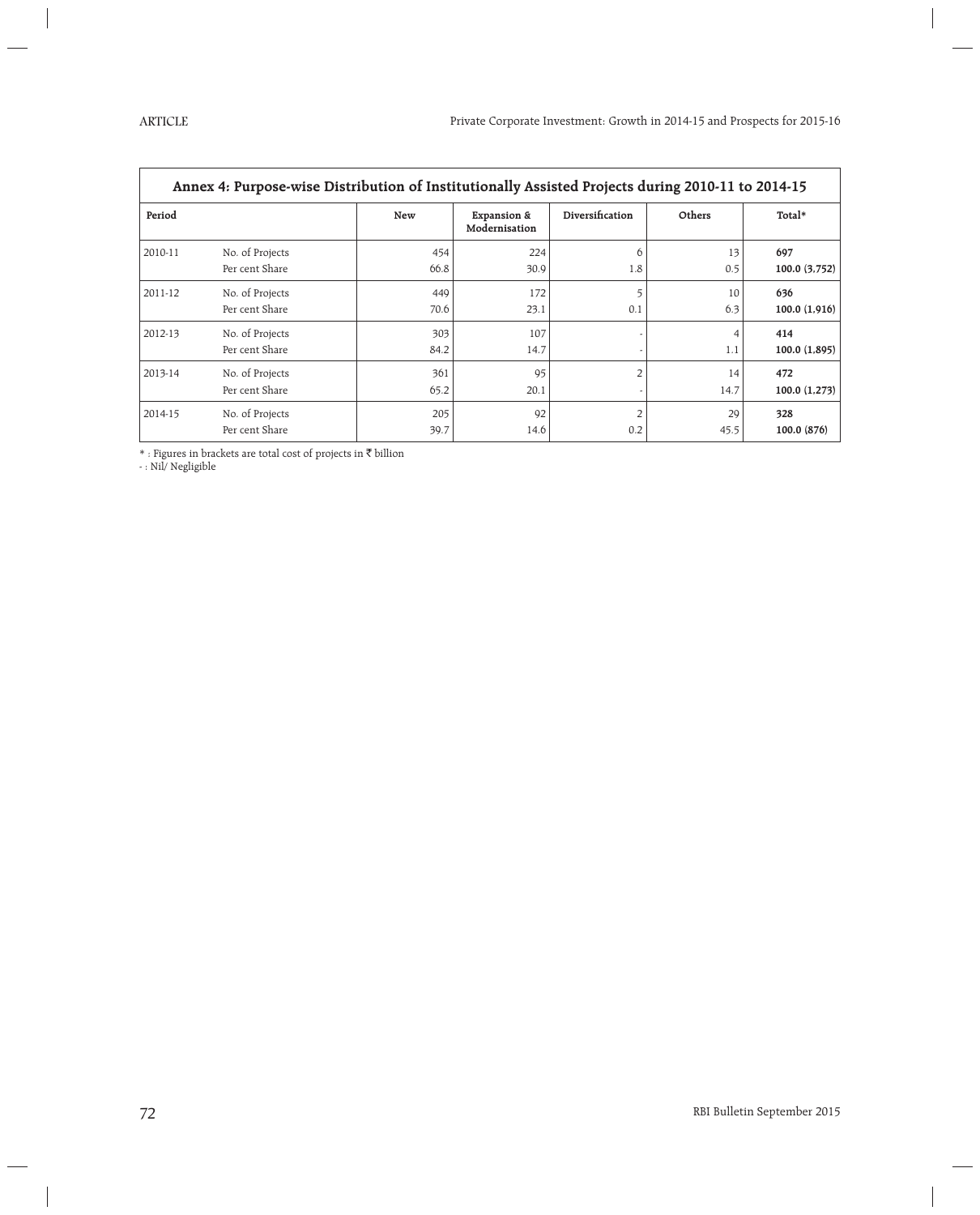### Annex 4: Purpose-wise Distribution of Institutionally Assisted Projects during 2010-11 to 2014-15

| Period | | New | Expansion & Modernisation | Diversification | Others | Total* |
|---|---|---|---|---|---|---|
| 2010-11 | No. of Projects | 454 | 224 | 6 | 13 | **697** |
| | Per cent Share | 66.8 | 30.9 | 1.8 | 0.5 | **100.0 (3,752)** |
| 2011-12 | No. of Projects | 449 | 172 | 5 | 10 | **636** |
| | Per cent Share | 70.6 | 23.1 | 0.1 | 6.3 | **100.0 (1,916)** |
| 2012-13 | No. of Projects | 303 | 107 | - | 4 | **414** |
| | Per cent Share | 84.2 | 14.7 | - | 1.1 | **100.0 (1,895)** |
| 2013-14 | No. of Projects | 361 | 95 | 2 | 14 | **472** |
| | Per cent Share | 65.2 | 20.1 | - | 14.7 | **100.0 (1,273)** |
| 2014-15 | No. of Projects | 205 | 92 | 2 | 29 | **328** |
| | Per cent Share | 39.7 | 14.6 | 0.2 | 45.5 | **100.0 (876)** |

* : Figures in brackets are total cost of projects in ₹ billion

- : Nil/ Negligible